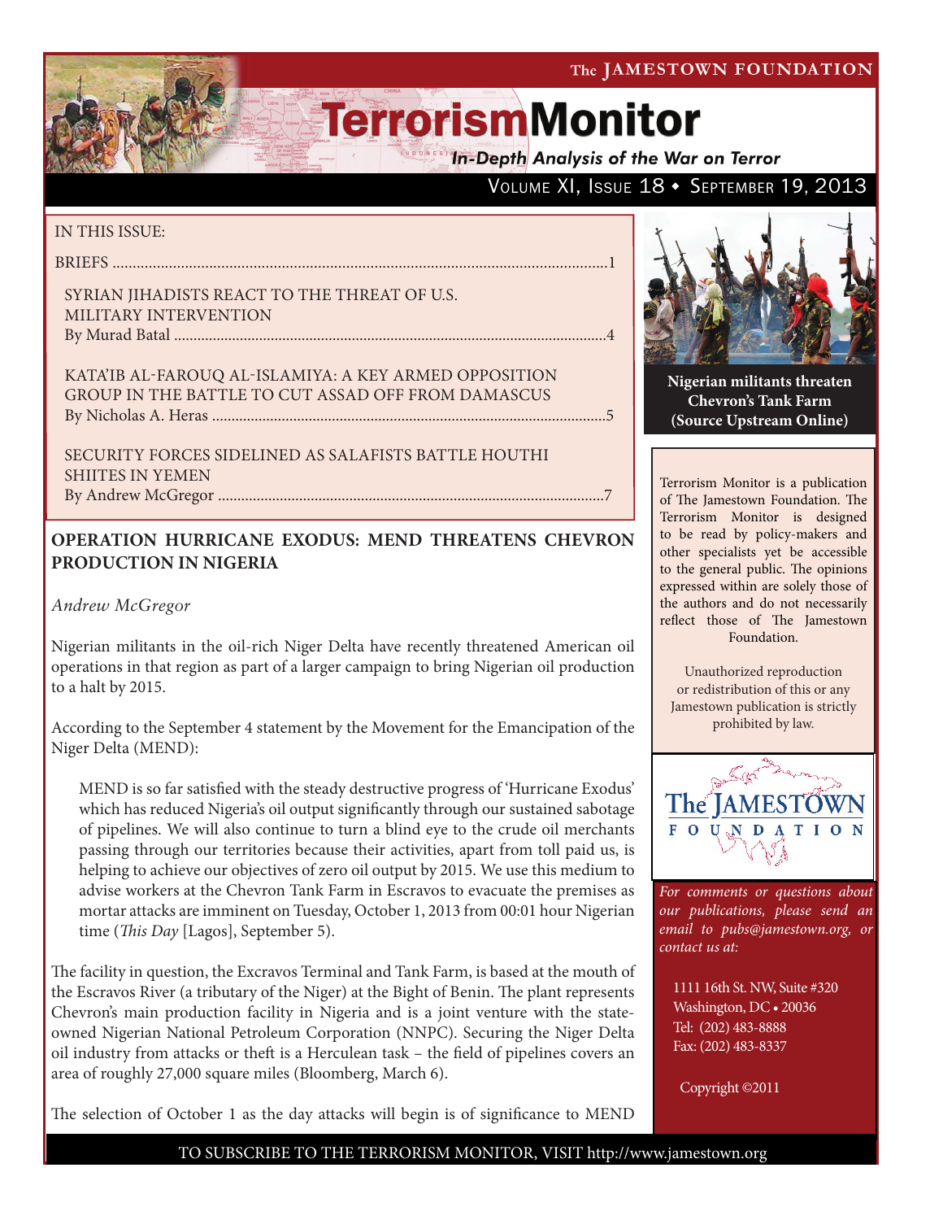# TerrorismMonitor

*In-Depth Analysis of the War on Terror*

Volume XI, Issue 18 ♦ September 19, 2013

IN THIS ISSUE:

BRIEFS ............................................................................................................................1

SYRIAN JIHADISTS REACT TO THE THREAT OF U.S. MILITARY INTERVENTION
By Murad Batal ..............................................................................................................4

KATA'IB AL-FAROUQ AL-ISLAMIYA: A KEY ARMED OPPOSITION GROUP IN THE BATTLE TO CUT ASSAD OFF FROM DAMASCUS
By Nicholas A. Heras .....................................................................................................5

SECURITY FORCES SIDELINED AS SALAFISTS BATTLE HOUTHI SHIITES IN YEMEN
By Andrew McGregor ...................................................................................................7

Nigerian militants threaten Chevron's Tank Farm (Source Upstream Online)

Terrorism Monitor is a publication of The Jamestown Foundation. The Terrorism Monitor is designed to be read by policy-makers and other specialists yet be accessible to the general public. The opinions expressed within are solely those of the authors and do not necessarily reflect those of The Jamestown Foundation.

Unauthorized reproduction or redistribution of this or any Jamestown publication is strictly prohibited by law.

*For comments or questions about our publications, please send an email to pubs@jamestown.org, or contact us at:*

1111 16th St. NW, Suite #320
Washington, DC • 20036
Tel: (202) 483-8888
Fax: (202) 483-8337

Copyright ©2011

## OPERATION HURRICANE EXODUS: MEND THREATENS CHEVRON PRODUCTION IN NIGERIA

*Andrew McGregor*

Nigerian militants in the oil-rich Niger Delta have recently threatened American oil operations in that region as part of a larger campaign to bring Nigerian oil production to a halt by 2015.

According to the September 4 statement by the Movement for the Emancipation of the Niger Delta (MEND):

> MEND is so far satisfied with the steady destructive progress of 'Hurricane Exodus' which has reduced Nigeria's oil output significantly through our sustained sabotage of pipelines. We will also continue to turn a blind eye to the crude oil merchants passing through our territories because their activities, apart from toll paid us, is helping to achieve our objectives of zero oil output by 2015. We use this medium to advise workers at the Chevron Tank Farm in Escravos to evacuate the premises as mortar attacks are imminent on Tuesday, October 1, 2013 from 00:01 hour Nigerian time (*This Day* [Lagos], September 5).

The facility in question, the Excravos Terminal and Tank Farm, is based at the mouth of the Escravos River (a tributary of the Niger) at the Bight of Benin. The plant represents Chevron's main production facility in Nigeria and is a joint venture with the state-owned Nigerian National Petroleum Corporation (NNPC). Securing the Niger Delta oil industry from attacks or theft is a Herculean task – the field of pipelines covers an area of roughly 27,000 square miles (Bloomberg, March 6).

The selection of October 1 as the day attacks will begin is of significance to MEND

TO SUBSCRIBE TO THE TERRORISM MONITOR, VISIT http://www.jamestown.org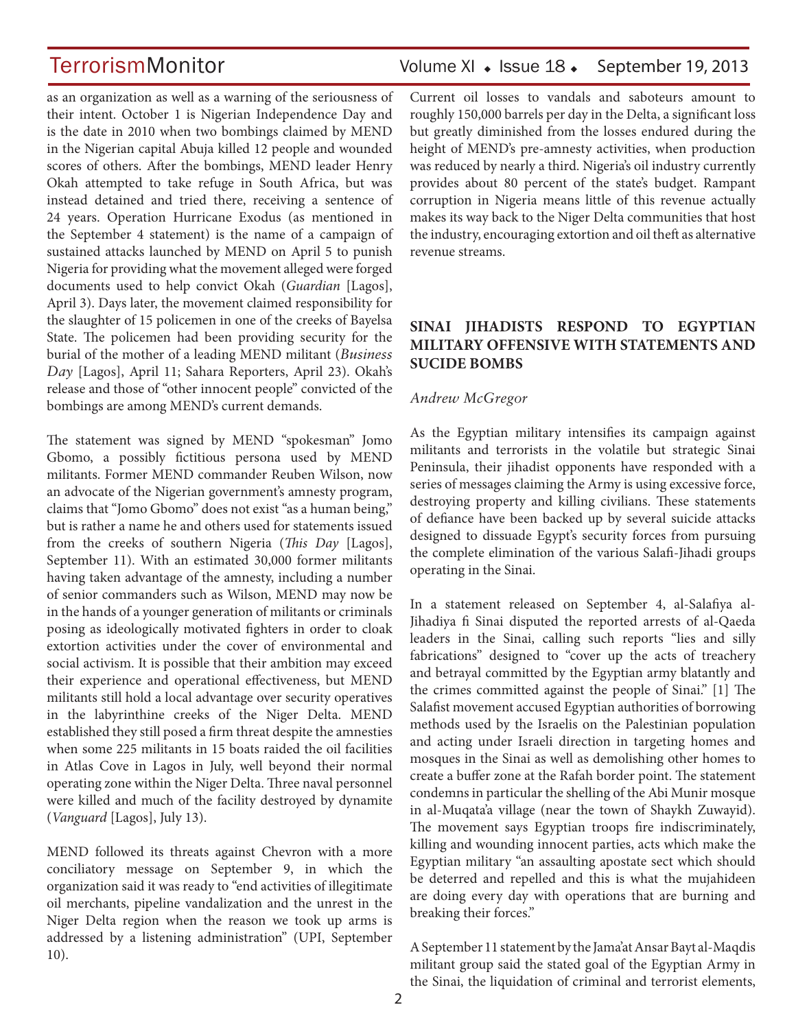as an organization as well as a warning of the seriousness of their intent. October 1 is Nigerian Independence Day and is the date in 2010 when two bombings claimed by MEND in the Nigerian capital Abuja killed 12 people and wounded scores of others. After the bombings, MEND leader Henry Okah attempted to take refuge in South Africa, but was instead detained and tried there, receiving a sentence of 24 years. Operation Hurricane Exodus (as mentioned in the September 4 statement) is the name of a campaign of sustained attacks launched by MEND on April 5 to punish Nigeria for providing what the movement alleged were forged documents used to help convict Okah (*Guardian* [Lagos], April 3). Days later, the movement claimed responsibility for the slaughter of 15 policemen in one of the creeks of Bayelsa State. The policemen had been providing security for the burial of the mother of a leading MEND militant (*Business Day* [Lagos], April 11; Sahara Reporters, April 23). Okah's release and those of "other innocent people" convicted of the bombings are among MEND's current demands.

The statement was signed by MEND "spokesman" Jomo Gbomo, a possibly fictitious persona used by MEND militants. Former MEND commander Reuben Wilson, now an advocate of the Nigerian government's amnesty program, claims that "Jomo Gbomo" does not exist "as a human being," but is rather a name he and others used for statements issued from the creeks of southern Nigeria (*This Day* [Lagos], September 11). With an estimated 30,000 former militants having taken advantage of the amnesty, including a number of senior commanders such as Wilson, MEND may now be in the hands of a younger generation of militants or criminals posing as ideologically motivated fighters in order to cloak extortion activities under the cover of environmental and social activism. It is possible that their ambition may exceed their experience and operational effectiveness, but MEND militants still hold a local advantage over security operatives in the labyrinthine creeks of the Niger Delta. MEND established they still posed a firm threat despite the amnesties when some 225 militants in 15 boats raided the oil facilities in Atlas Cove in Lagos in July, well beyond their normal operating zone within the Niger Delta. Three naval personnel were killed and much of the facility destroyed by dynamite (*Vanguard* [Lagos], July 13).

MEND followed its threats against Chevron with a more conciliatory message on September 9, in which the organization said it was ready to "end activities of illegitimate oil merchants, pipeline vandalization and the unrest in the Niger Delta region when the reason we took up arms is addressed by a listening administration" (UPI, September 10).

Current oil losses to vandals and saboteurs amount to roughly 150,000 barrels per day in the Delta, a significant loss but greatly diminished from the losses endured during the height of MEND's pre-amnesty activities, when production was reduced by nearly a third. Nigeria's oil industry currently provides about 80 percent of the state's budget. Rampant corruption in Nigeria means little of this revenue actually makes its way back to the Niger Delta communities that host the industry, encouraging extortion and oil theft as alternative revenue streams.

## SINAI JIHADISTS RESPOND TO EGYPTIAN MILITARY OFFENSIVE WITH STATEMENTS AND SUCIDE BOMBS

*Andrew McGregor*

As the Egyptian military intensifies its campaign against militants and terrorists in the volatile but strategic Sinai Peninsula, their jihadist opponents have responded with a series of messages claiming the Army is using excessive force, destroying property and killing civilians. These statements of defiance have been backed up by several suicide attacks designed to dissuade Egypt's security forces from pursuing the complete elimination of the various Salafi-Jihadi groups operating in the Sinai.

In a statement released on September 4, al-Salafiya al-Jihadiya fi Sinai disputed the reported arrests of al-Qaeda leaders in the Sinai, calling such reports "lies and silly fabrications" designed to "cover up the acts of treachery and betrayal committed by the Egyptian army blatantly and the crimes committed against the people of Sinai." [1] The Salafist movement accused Egyptian authorities of borrowing methods used by the Israelis on the Palestinian population and acting under Israeli direction in targeting homes and mosques in the Sinai as well as demolishing other homes to create a buffer zone at the Rafah border point. The statement condemns in particular the shelling of the Abi Munir mosque in al-Muqata'a village (near the town of Shaykh Zuwayid). The movement says Egyptian troops fire indiscriminately, killing and wounding innocent parties, acts which make the Egyptian military "an assaulting apostate sect which should be deterred and repelled and this is what the mujahideen are doing every day with operations that are burning and breaking their forces."

A September 11 statement by the Jama'at Ansar Bayt al-Maqdis militant group said the stated goal of the Egyptian Army in the Sinai, the liquidation of criminal and terrorist elements,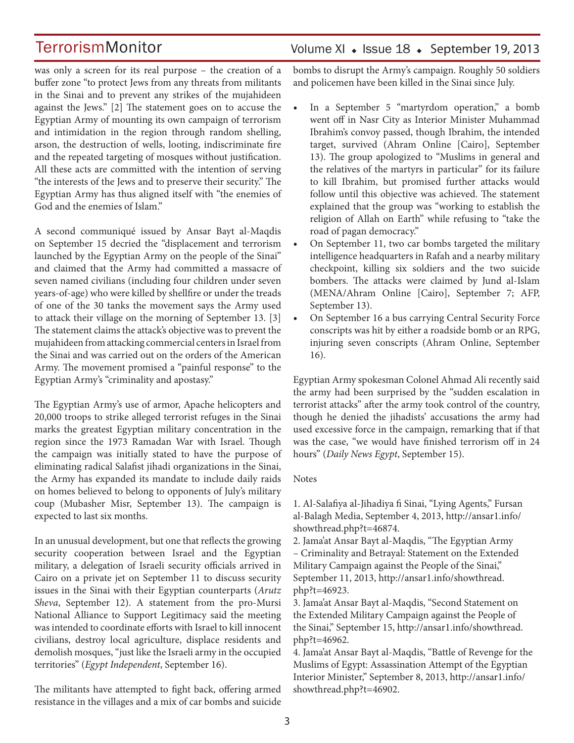was only a screen for its real purpose – the creation of a buffer zone "to protect Jews from any threats from militants in the Sinai and to prevent any strikes of the mujahideen against the Jews." [2] The statement goes on to accuse the Egyptian Army of mounting its own campaign of terrorism and intimidation in the region through random shelling, arson, the destruction of wells, looting, indiscriminate fire and the repeated targeting of mosques without justification. All these acts are committed with the intention of serving "the interests of the Jews and to preserve their security." The Egyptian Army has thus aligned itself with "the enemies of God and the enemies of Islam."

A second communiqué issued by Ansar Bayt al-Maqdis on September 15 decried the "displacement and terrorism launched by the Egyptian Army on the people of the Sinai" and claimed that the Army had committed a massacre of seven named civilians (including four children under seven years-of-age) who were killed by shellfire or under the treads of one of the 30 tanks the movement says the Army used to attack their village on the morning of September 13. [3] The statement claims the attack's objective was to prevent the mujahideen from attacking commercial centers in Israel from the Sinai and was carried out on the orders of the American Army. The movement promised a "painful response" to the Egyptian Army's "criminality and apostasy."

The Egyptian Army's use of armor, Apache helicopters and 20,000 troops to strike alleged terrorist refuges in the Sinai marks the greatest Egyptian military concentration in the region since the 1973 Ramadan War with Israel. Though the campaign was initially stated to have the purpose of eliminating radical Salafist jihadi organizations in the Sinai, the Army has expanded its mandate to include daily raids on homes believed to belong to opponents of July's military coup (Mubasher Misr, September 13). The campaign is expected to last six months.

In an unusual development, but one that reflects the growing security cooperation between Israel and the Egyptian military, a delegation of Israeli security officials arrived in Cairo on a private jet on September 11 to discuss security issues in the Sinai with their Egyptian counterparts (*Arutz Sheva*, September 12). A statement from the pro-Mursi National Alliance to Support Legitimacy said the meeting was intended to coordinate efforts with Israel to kill innocent civilians, destroy local agriculture, displace residents and demolish mosques, "just like the Israeli army in the occupied territories" (*Egypt Independent*, September 16).

The militants have attempted to fight back, offering armed resistance in the villages and a mix of car bombs and suicide bombs to disrupt the Army's campaign. Roughly 50 soldiers and policemen have been killed in the Sinai since July.

- In a September 5 "martyrdom operation," a bomb went off in Nasr City as Interior Minister Muhammad Ibrahim's convoy passed, though Ibrahim, the intended target, survived (Ahram Online [Cairo], September 13). The group apologized to "Muslims in general and the relatives of the martyrs in particular" for its failure to kill Ibrahim, but promised further attacks would follow until this objective was achieved. The statement explained that the group was "working to establish the religion of Allah on Earth" while refusing to "take the road of pagan democracy."
- On September 11, two car bombs targeted the military intelligence headquarters in Rafah and a nearby military checkpoint, killing six soldiers and the two suicide bombers. The attacks were claimed by Jund al-Islam (MENA/Ahram Online [Cairo], September 7; AFP, September 13).
- On September 16 a bus carrying Central Security Force conscripts was hit by either a roadside bomb or an RPG, injuring seven conscripts (Ahram Online, September 16).

Egyptian Army spokesman Colonel Ahmad Ali recently said the army had been surprised by the "sudden escalation in terrorist attacks" after the army took control of the country, though he denied the jihadists' accusations the army had used excessive force in the campaign, remarking that if that was the case, "we would have finished terrorism off in 24 hours" (*Daily News Egypt*, September 15).

Notes

1. Al-Salafiya al-Jihadiya fi Sinai, "Lying Agents," Fursan al-Balagh Media, September 4, 2013, http://ansar1.info/showthread.php?t=46874.
2. Jama'at Ansar Bayt al-Maqdis, "The Egyptian Army – Criminality and Betrayal: Statement on the Extended Military Campaign against the People of the Sinai," September 11, 2013, http://ansar1.info/showthread.php?t=46923.
3. Jama'at Ansar Bayt al-Maqdis, "Second Statement on the Extended Military Campaign against the People of the Sinai," September 15, http://ansar1.info/showthread.php?t=46962.
4. Jama'at Ansar Bayt al-Maqdis, "Battle of Revenge for the Muslims of Egypt: Assassination Attempt of the Egyptian Interior Minister," September 8, 2013, http://ansar1.info/showthread.php?t=46902.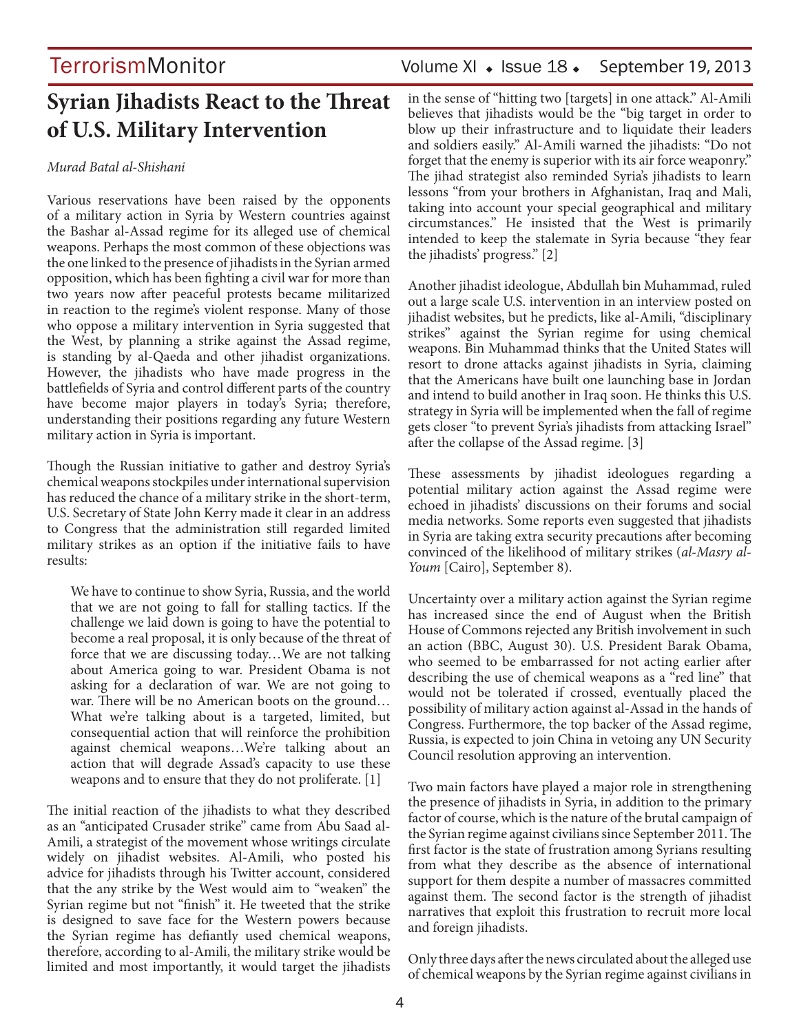# Syrian Jihadists React to the Threat of U.S. Military Intervention

*Murad Batal al-Shishani*

Various reservations have been raised by the opponents of a military action in Syria by Western countries against the Bashar al-Assad regime for its alleged use of chemical weapons. Perhaps the most common of these objections was the one linked to the presence of jihadists in the Syrian armed opposition, which has been fighting a civil war for more than two years now after peaceful protests became militarized in reaction to the regime's violent response. Many of those who oppose a military intervention in Syria suggested that the West, by planning a strike against the Assad regime, is standing by al-Qaeda and other jihadist organizations. However, the jihadists who have made progress in the battlefields of Syria and control different parts of the country have become major players in today's Syria; therefore, understanding their positions regarding any future Western military action in Syria is important.

Though the Russian initiative to gather and destroy Syria's chemical weapons stockpiles under international supervision has reduced the chance of a military strike in the short-term, U.S. Secretary of State John Kerry made it clear in an address to Congress that the administration still regarded limited military strikes as an option if the initiative fails to have results:

> We have to continue to show Syria, Russia, and the world that we are not going to fall for stalling tactics. If the challenge we laid down is going to have the potential to become a real proposal, it is only because of the threat of force that we are discussing today…We are not talking about America going to war. President Obama is not asking for a declaration of war. We are not going to war. There will be no American boots on the ground… What we're talking about is a targeted, limited, but consequential action that will reinforce the prohibition against chemical weapons…We're talking about an action that will degrade Assad's capacity to use these weapons and to ensure that they do not proliferate. [1]

The initial reaction of the jihadists to what they described as an "anticipated Crusader strike" came from Abu Saad al-Amili, a strategist of the movement whose writings circulate widely on jihadist websites. Al-Amili, who posted his advice for jihadists through his Twitter account, considered that the any strike by the West would aim to "weaken" the Syrian regime but not "finish" it. He tweeted that the strike is designed to save face for the Western powers because the Syrian regime has defiantly used chemical weapons, therefore, according to al-Amili, the military strike would be limited and most importantly, it would target the jihadists in the sense of "hitting two [targets] in one attack." Al-Amili believes that jihadists would be the "big target in order to blow up their infrastructure and to liquidate their leaders and soldiers easily." Al-Amili warned the jihadists: "Do not forget that the enemy is superior with its air force weaponry." The jihad strategist also reminded Syria's jihadists to learn lessons "from your brothers in Afghanistan, Iraq and Mali, taking into account your special geographical and military circumstances." He insisted that the West is primarily intended to keep the stalemate in Syria because "they fear the jihadists' progress." [2]

Another jihadist ideologue, Abdullah bin Muhammad, ruled out a large scale U.S. intervention in an interview posted on jihadist websites, but he predicts, like al-Amili, "disciplinary strikes" against the Syrian regime for using chemical weapons. Bin Muhammad thinks that the United States will resort to drone attacks against jihadists in Syria, claiming that the Americans have built one launching base in Jordan and intend to build another in Iraq soon. He thinks this U.S. strategy in Syria will be implemented when the fall of regime gets closer "to prevent Syria's jihadists from attacking Israel" after the collapse of the Assad regime. [3]

These assessments by jihadist ideologues regarding a potential military action against the Assad regime were echoed in jihadists' discussions on their forums and social media networks. Some reports even suggested that jihadists in Syria are taking extra security precautions after becoming convinced of the likelihood of military strikes (*al-Masry al-Youm* [Cairo], September 8).

Uncertainty over a military action against the Syrian regime has increased since the end of August when the British House of Commons rejected any British involvement in such an action (BBC, August 30). U.S. President Barak Obama, who seemed to be embarrassed for not acting earlier after describing the use of chemical weapons as a "red line" that would not be tolerated if crossed, eventually placed the possibility of military action against al-Assad in the hands of Congress. Furthermore, the top backer of the Assad regime, Russia, is expected to join China in vetoing any UN Security Council resolution approving an intervention.

Two main factors have played a major role in strengthening the presence of jihadists in Syria, in addition to the primary factor of course, which is the nature of the brutal campaign of the Syrian regime against civilians since September 2011. The first factor is the state of frustration among Syrians resulting from what they describe as the absence of international support for them despite a number of massacres committed against them. The second factor is the strength of jihadist narratives that exploit this frustration to recruit more local and foreign jihadists.

Only three days after the news circulated about the alleged use of chemical weapons by the Syrian regime against civilians in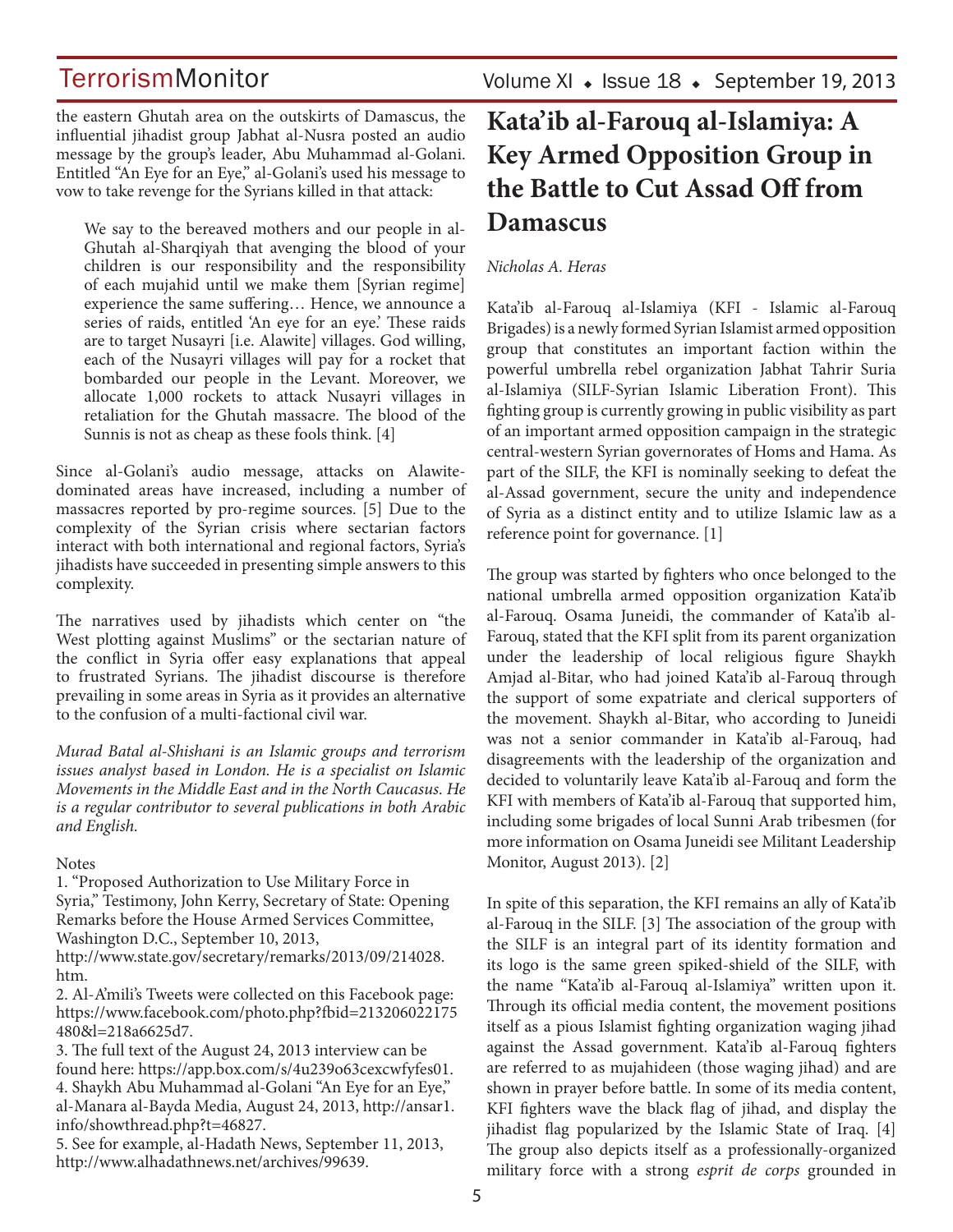the eastern Ghutah area on the outskirts of Damascus, the influential jihadist group Jabhat al-Nusra posted an audio message by the group's leader, Abu Muhammad al-Golani. Entitled "An Eye for an Eye," al-Golani's used his message to vow to take revenge for the Syrians killed in that attack:

> We say to the bereaved mothers and our people in al-Ghutah al-Sharqiyah that avenging the blood of your children is our responsibility and the responsibility of each mujahid until we make them [Syrian regime] experience the same suffering… Hence, we announce a series of raids, entitled 'An eye for an eye.' These raids are to target Nusayri [i.e. Alawite] villages. God willing, each of the Nusayri villages will pay for a rocket that bombarded our people in the Levant. Moreover, we allocate 1,000 rockets to attack Nusayri villages in retaliation for the Ghutah massacre. The blood of the Sunnis is not as cheap as these fools think. [4]

Since al-Golani's audio message, attacks on Alawite-dominated areas have increased, including a number of massacres reported by pro-regime sources. [5] Due to the complexity of the Syrian crisis where sectarian factors interact with both international and regional factors, Syria's jihadists have succeeded in presenting simple answers to this complexity.

The narratives used by jihadists which center on "the West plotting against Muslims" or the sectarian nature of the conflict in Syria offer easy explanations that appeal to frustrated Syrians. The jihadist discourse is therefore prevailing in some areas in Syria as it provides an alternative to the confusion of a multi-factional civil war.

*Murad Batal al-Shishani is an Islamic groups and terrorism issues analyst based in London. He is a specialist on Islamic Movements in the Middle East and in the North Caucasus. He is a regular contributor to several publications in both Arabic and English.*

Notes

1. "Proposed Authorization to Use Military Force in Syria," Testimony, John Kerry, Secretary of State: Opening Remarks before the House Armed Services Committee, Washington D.C., September 10, 2013, http://www.state.gov/secretary/remarks/2013/09/214028.htm.
2. Al-A'mili's Tweets were collected on this Facebook page: https://www.facebook.com/photo.php?fbid=213206022175480&l=218a6625d7.
3. The full text of the August 24, 2013 interview can be found here: https://app.box.com/s/4u239o63cexcwfyfes01.
4. Shaykh Abu Muhammad al-Golani "An Eye for an Eye," al-Manara al-Bayda Media, August 24, 2013, http://ansar1.info/showthread.php?t=46827.
5. See for example, al-Hadath News, September 11, 2013, http://www.alhadathnews.net/archives/99639.

# Kata'ib al-Farouq al-Islamiya: A Key Armed Opposition Group in the Battle to Cut Assad Off from Damascus

*Nicholas A. Heras*

Kata'ib al-Farouq al-Islamiya (KFI - Islamic al-Farouq Brigades) is a newly formed Syrian Islamist armed opposition group that constitutes an important faction within the powerful umbrella rebel organization Jabhat Tahrir Suria al-Islamiya (SILF-Syrian Islamic Liberation Front). This fighting group is currently growing in public visibility as part of an important armed opposition campaign in the strategic central-western Syrian governorates of Homs and Hama. As part of the SILF, the KFI is nominally seeking to defeat the al-Assad government, secure the unity and independence of Syria as a distinct entity and to utilize Islamic law as a reference point for governance. [1]

The group was started by fighters who once belonged to the national umbrella armed opposition organization Kata'ib al-Farouq. Osama Juneidi, the commander of Kata'ib al-Farouq, stated that the KFI split from its parent organization under the leadership of local religious figure Shaykh Amjad al-Bitar, who had joined Kata'ib al-Farouq through the support of some expatriate and clerical supporters of the movement. Shaykh al-Bitar, who according to Juneidi was not a senior commander in Kata'ib al-Farouq, had disagreements with the leadership of the organization and decided to voluntarily leave Kata'ib al-Farouq and form the KFI with members of Kata'ib al-Farouq that supported him, including some brigades of local Sunni Arab tribesmen (for more information on Osama Juneidi see Militant Leadership Monitor, August 2013). [2]

In spite of this separation, the KFI remains an ally of Kata'ib al-Farouq in the SILF. [3] The association of the group with the SILF is an integral part of its identity formation and its logo is the same green spiked-shield of the SILF, with the name "Kata'ib al-Farouq al-Islamiya" written upon it. Through its official media content, the movement positions itself as a pious Islamist fighting organization waging jihad against the Assad government. Kata'ib al-Farouq fighters are referred to as mujahideen (those waging jihad) and are shown in prayer before battle. In some of its media content, KFI fighters wave the black flag of jihad, and display the jihadist flag popularized by the Islamic State of Iraq. [4] The group also depicts itself as a professionally-organized military force with a strong *esprit de corps* grounded in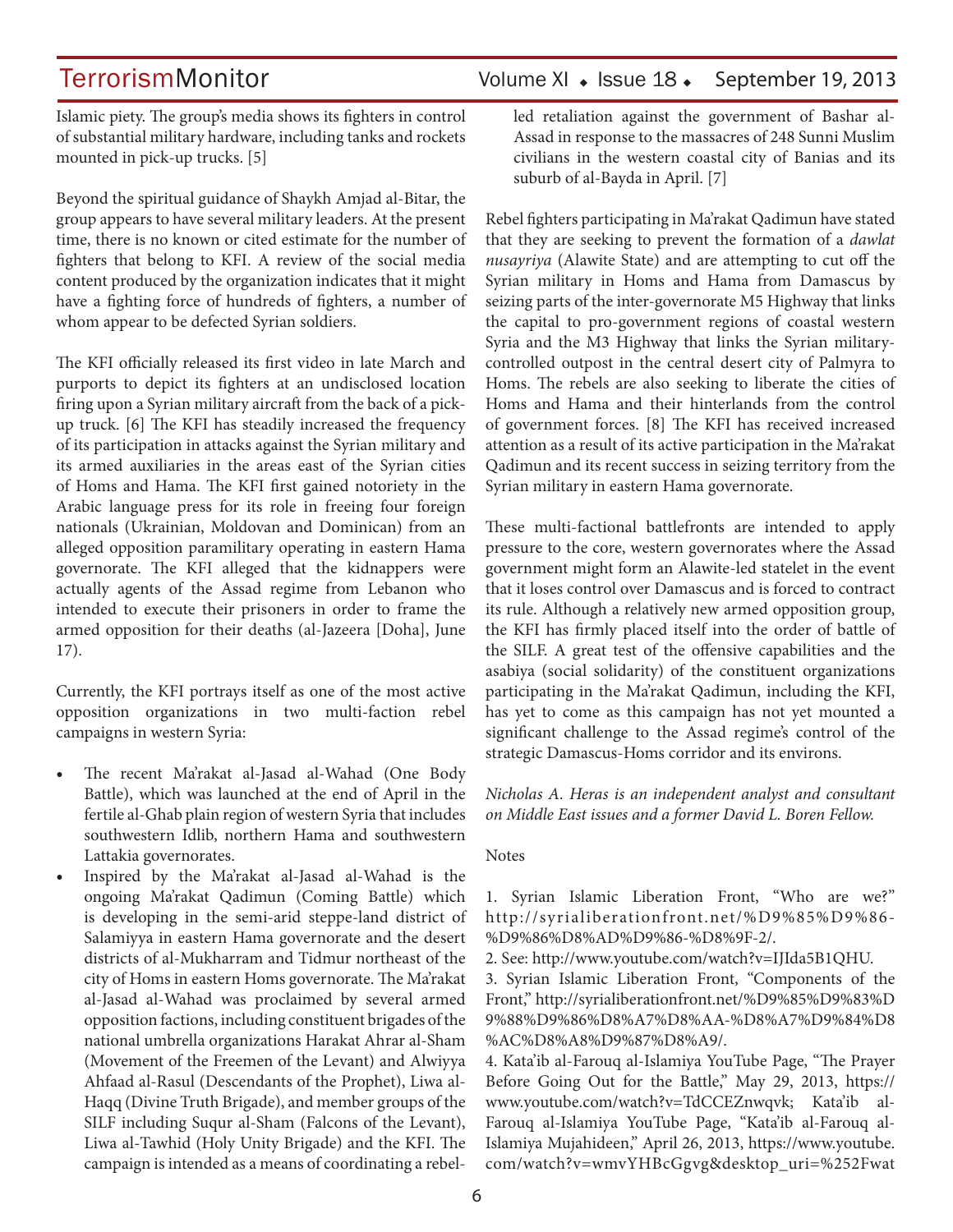Islamic piety. The group's media shows its fighters in control of substantial military hardware, including tanks and rockets mounted in pick-up trucks. [5]

Beyond the spiritual guidance of Shaykh Amjad al-Bitar, the group appears to have several military leaders. At the present time, there is no known or cited estimate for the number of fighters that belong to KFI. A review of the social media content produced by the organization indicates that it might have a fighting force of hundreds of fighters, a number of whom appear to be defected Syrian soldiers.

The KFI officially released its first video in late March and purports to depict its fighters at an undisclosed location firing upon a Syrian military aircraft from the back of a pick-up truck. [6] The KFI has steadily increased the frequency of its participation in attacks against the Syrian military and its armed auxiliaries in the areas east of the Syrian cities of Homs and Hama. The KFI first gained notoriety in the Arabic language press for its role in freeing four foreign nationals (Ukrainian, Moldovan and Dominican) from an alleged opposition paramilitary operating in eastern Hama governorate. The KFI alleged that the kidnappers were actually agents of the Assad regime from Lebanon who intended to execute their prisoners in order to frame the armed opposition for their deaths (al-Jazeera [Doha], June 17).

Currently, the KFI portrays itself as one of the most active opposition organizations in two multi-faction rebel campaigns in western Syria:

- The recent Ma'rakat al-Jasad al-Wahad (One Body Battle), which was launched at the end of April in the fertile al-Ghab plain region of western Syria that includes southwestern Idlib, northern Hama and southwestern Lattakia governorates.
- Inspired by the Ma'rakat al-Jasad al-Wahad is the ongoing Ma'rakat Qadimun (Coming Battle) which is developing in the semi-arid steppe-land district of Salamiyya in eastern Hama governorate and the desert districts of al-Mukharram and Tidmur northeast of the city of Homs in eastern Homs governorate. The Ma'rakat al-Jasad al-Wahad was proclaimed by several armed opposition factions, including constituent brigades of the national umbrella organizations Harakat Ahrar al-Sham (Movement of the Freemen of the Levant) and Alwiyya Ahfaad al-Rasul (Descendants of the Prophet), Liwa al-Haqq (Divine Truth Brigade), and member groups of the SILF including Suqur al-Sham (Falcons of the Levant), Liwa al-Tawhid (Holy Unity Brigade) and the KFI. The campaign is intended as a means of coordinating a rebel-led retaliation against the government of Bashar al-Assad in response to the massacres of 248 Sunni Muslim civilians in the western coastal city of Banias and its suburb of al-Bayda in April. [7]

Rebel fighters participating in Ma'rakat Qadimun have stated that they are seeking to prevent the formation of a *dawlat nusayriya* (Alawite State) and are attempting to cut off the Syrian military in Homs and Hama from Damascus by seizing parts of the inter-governorate M5 Highway that links the capital to pro-government regions of coastal western Syria and the M3 Highway that links the Syrian military-controlled outpost in the central desert city of Palmyra to Homs. The rebels are also seeking to liberate the cities of Homs and Hama and their hinterlands from the control of government forces. [8] The KFI has received increased attention as a result of its active participation in the Ma'rakat Qadimun and its recent success in seizing territory from the Syrian military in eastern Hama governorate.

These multi-factional battlefronts are intended to apply pressure to the core, western governorates where the Assad government might form an Alawite-led statelet in the event that it loses control over Damascus and is forced to contract its rule. Although a relatively new armed opposition group, the KFI has firmly placed itself into the order of battle of the SILF. A great test of the offensive capabilities and the asabiya (social solidarity) of the constituent organizations participating in the Ma'rakat Qadimun, including the KFI, has yet to come as this campaign has not yet mounted a significant challenge to the Assad regime's control of the strategic Damascus-Homs corridor and its environs.

*Nicholas A. Heras is an independent analyst and consultant on Middle East issues and a former David L. Boren Fellow.*

Notes

1. Syrian Islamic Liberation Front, "Who are we?" http://syrialiberationfront.net/%D9%85%D9%86-%D9%86%D8%AD%D9%86-%D8%9F-2/.
2. See: http://www.youtube.com/watch?v=IJIda5B1QHU.
3. Syrian Islamic Liberation Front, "Components of the Front," http://syrialiberationfront.net/%D9%85%D9%83%D9%88%D9%86%D8%A7%D8%AA-%D8%A7%D9%84%D8%AC%D8%A8%D9%87%D8%A9/.
4. Kata'ib al-Farouq al-Islamiya YouTube Page, "The Prayer Before Going Out for the Battle," May 29, 2013, https://www.youtube.com/watch?v=TdCCEZnwqvk; Kata'ib al-Farouq al-Islamiya YouTube Page, "Kata'ib al-Farouq al-Islamiya Mujahideen," April 26, 2013, https://www.youtube.com/watch?v=wmvYHBcGgvg&desktop_uri=%252Fwat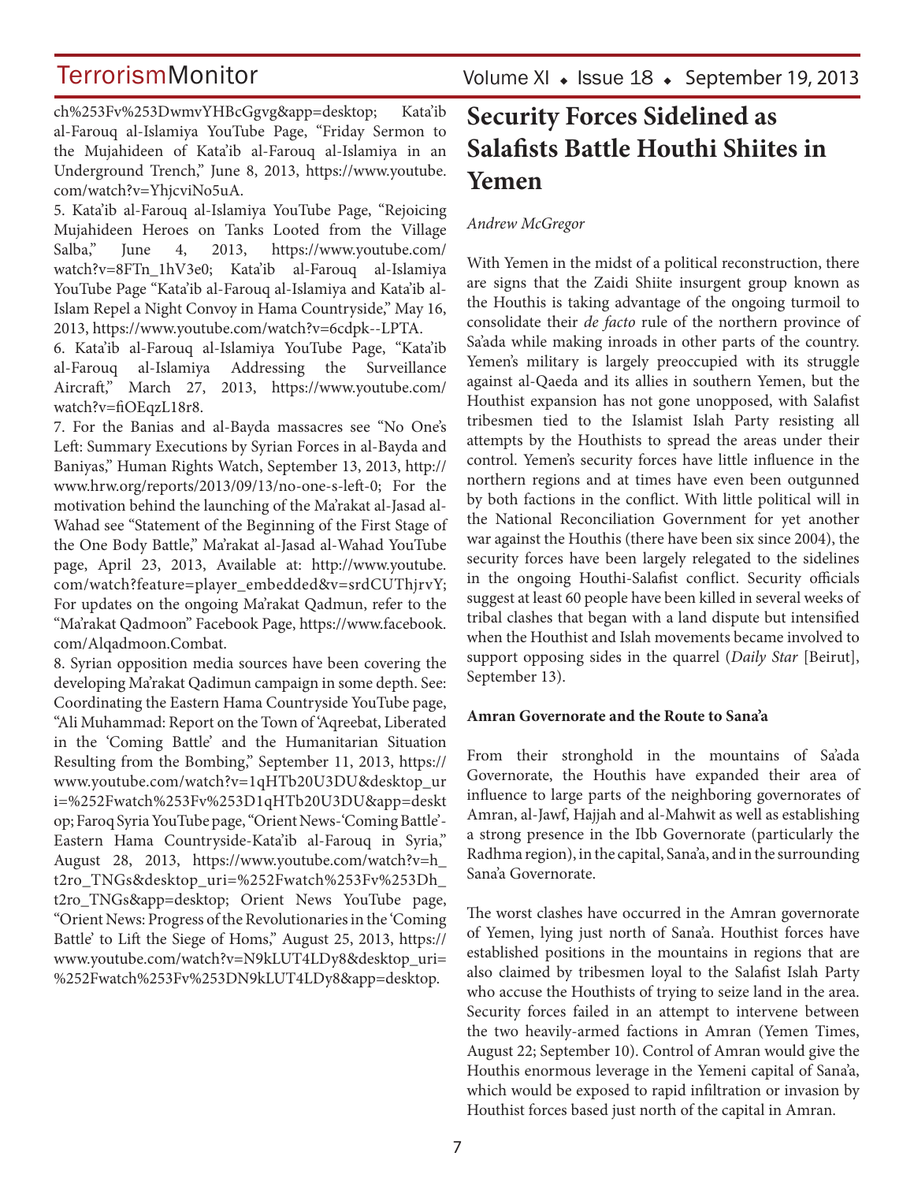ch%253Fv%253DwmvYHBcGgvg&app=desktop; Kata'ib al-Farouq al-Islamiya YouTube Page, "Friday Sermon to the Mujahideen of Kata'ib al-Farouq al-Islamiya in an Underground Trench," June 8, 2013, https://www.youtube.com/watch?v=YhjcviNo5uA.

5. Kata'ib al-Farouq al-Islamiya YouTube Page, "Rejoicing Mujahideen Heroes on Tanks Looted from the Village Salba," June 4, 2013, https://www.youtube.com/watch?v=8FTn_1hV3e0; Kata'ib al-Farouq al-Islamiya YouTube Page "Kata'ib al-Farouq al-Islamiya and Kata'ib al-Islam Repel a Night Convoy in Hama Countryside," May 16, 2013, https://www.youtube.com/watch?v=6cdpk--LPTA.

6. Kata'ib al-Farouq al-Islamiya YouTube Page, "Kata'ib al-Farouq al-Islamiya Addressing the Surveillance Aircraft," March 27, 2013, https://www.youtube.com/watch?v=fiOEqzL18r8.

7. For the Banias and al-Bayda massacres see "No One's Left: Summary Executions by Syrian Forces in al-Bayda and Baniyas," Human Rights Watch, September 13, 2013, http://www.hrw.org/reports/2013/09/13/no-one-s-left-0; For the motivation behind the launching of the Ma'rakat al-Jasad al-Wahad see "Statement of the Beginning of the First Stage of the One Body Battle," Ma'rakat al-Jasad al-Wahad YouTube page, April 23, 2013, Available at: http://www.youtube.com/watch?feature=player_embedded&v=srdCUThjrvY; For updates on the ongoing Ma'rakat Qadmun, refer to the "Ma'rakat Qadmoon" Facebook Page, https://www.facebook.com/Alqadmoon.Combat.

8. Syrian opposition media sources have been covering the developing Ma'rakat Qadimun campaign in some depth. See: Coordinating the Eastern Hama Countryside YouTube page, "Ali Muhammad: Report on the Town of 'Aqreebat, Liberated in the 'Coming Battle' and the Humanitarian Situation Resulting from the Bombing," September 11, 2013, https://www.youtube.com/watch?v=1qHTb20U3DU&desktop_uri=%252Fwatch%253Fv%253D1qHTb20U3DU&app=desktop; Faroq Syria YouTube page, "Orient News-'Coming Battle'-Eastern Hama Countryside-Kata'ib al-Farouq in Syria," August 28, 2013, https://www.youtube.com/watch?v=h_t2ro_TNGs&desktop_uri=%252Fwatch%253Fv%253Dh_t2ro_TNGs&app=desktop; Orient News YouTube page, "Orient News: Progress of the Revolutionaries in the 'Coming Battle' to Lift the Siege of Homs," August 25, 2013, https://www.youtube.com/watch?v=N9kLUT4LDy8&desktop_uri=%252Fwatch%253Fv%253DN9kLUT4LDy8&app=desktop.

# Security Forces Sidelined as Salafists Battle Houthi Shiites in Yemen

*Andrew McGregor*

With Yemen in the midst of a political reconstruction, there are signs that the Zaidi Shiite insurgent group known as the Houthis is taking advantage of the ongoing turmoil to consolidate their *de facto* rule of the northern province of Sa'ada while making inroads in other parts of the country. Yemen's military is largely preoccupied with its struggle against al-Qaeda and its allies in southern Yemen, but the Houthist expansion has not gone unopposed, with Salafist tribesmen tied to the Islamist Islah Party resisting all attempts by the Houthists to spread the areas under their control. Yemen's security forces have little influence in the northern regions and at times have even been outgunned by both factions in the conflict. With little political will in the National Reconciliation Government for yet another war against the Houthis (there have been six since 2004), the security forces have been largely relegated to the sidelines in the ongoing Houthi-Salafist conflict. Security officials suggest at least 60 people have been killed in several weeks of tribal clashes that began with a land dispute but intensified when the Houthist and Islah movements became involved to support opposing sides in the quarrel (*Daily Star* [Beirut], September 13).

**Amran Governorate and the Route to Sana'a**

From their stronghold in the mountains of Sa'ada Governorate, the Houthis have expanded their area of influence to large parts of the neighboring governorates of Amran, al-Jawf, Hajjah and al-Mahwit as well as establishing a strong presence in the Ibb Governorate (particularly the Radhma region), in the capital, Sana'a, and in the surrounding Sana'a Governorate.

The worst clashes have occurred in the Amran governorate of Yemen, lying just north of Sana'a. Houthist forces have established positions in the mountains in regions that are also claimed by tribesmen loyal to the Salafist Islah Party who accuse the Houthists of trying to seize land in the area. Security forces failed in an attempt to intervene between the two heavily-armed factions in Amran (Yemen Times, August 22; September 10). Control of Amran would give the Houthis enormous leverage in the Yemeni capital of Sana'a, which would be exposed to rapid infiltration or invasion by Houthist forces based just north of the capital in Amran.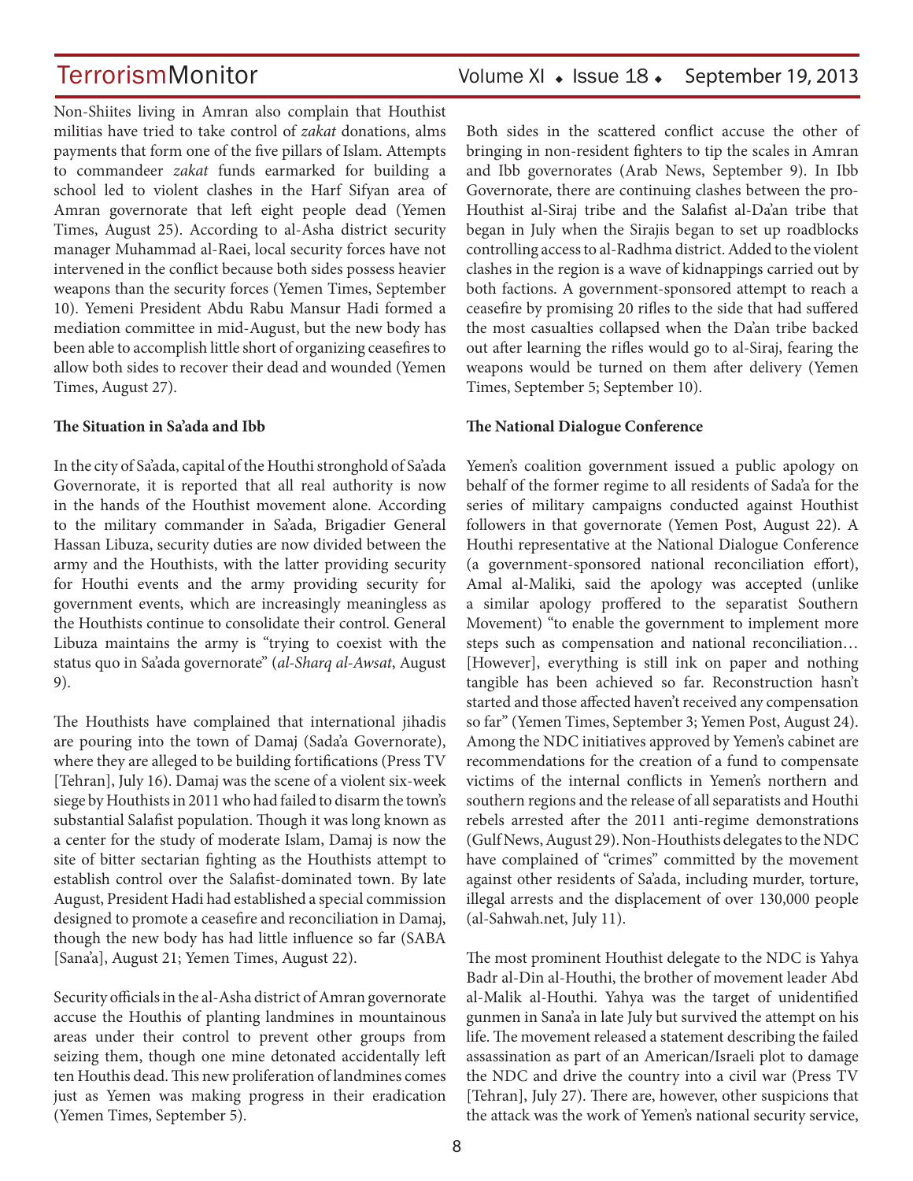Non-Shiites living in Amran also complain that Houthist militias have tried to take control of *zakat* donations, alms payments that form one of the five pillars of Islam. Attempts to commandeer *zakat* funds earmarked for building a school led to violent clashes in the Harf Sifyan area of Amran governorate that left eight people dead (Yemen Times, August 25). According to al-Asha district security manager Muhammad al-Raei, local security forces have not intervened in the conflict because both sides possess heavier weapons than the security forces (Yemen Times, September 10). Yemeni President Abdu Rabu Mansur Hadi formed a mediation committee in mid-August, but the new body has been able to accomplish little short of organizing ceasefires to allow both sides to recover their dead and wounded (Yemen Times, August 27).

**The Situation in Sa'ada and Ibb**

In the city of Sa'ada, capital of the Houthi stronghold of Sa'ada Governorate, it is reported that all real authority is now in the hands of the Houthist movement alone. According to the military commander in Sa'ada, Brigadier General Hassan Libuza, security duties are now divided between the army and the Houthists, with the latter providing security for Houthi events and the army providing security for government events, which are increasingly meaningless as the Houthists continue to consolidate their control. General Libuza maintains the army is "trying to coexist with the status quo in Sa'ada governorate" (*al-Sharq al-Awsat*, August 9).

The Houthists have complained that international jihadis are pouring into the town of Damaj (Sada'a Governorate), where they are alleged to be building fortifications (Press TV [Tehran], July 16). Damaj was the scene of a violent six-week siege by Houthists in 2011 who had failed to disarm the town's substantial Salafist population. Though it was long known as a center for the study of moderate Islam, Damaj is now the site of bitter sectarian fighting as the Houthists attempt to establish control over the Salafist-dominated town. By late August, President Hadi had established a special commission designed to promote a ceasefire and reconciliation in Damaj, though the new body has had little influence so far (SABA [Sana'a], August 21; Yemen Times, August 22).

Security officials in the al-Asha district of Amran governorate accuse the Houthis of planting landmines in mountainous areas under their control to prevent other groups from seizing them, though one mine detonated accidentally left ten Houthis dead. This new proliferation of landmines comes just as Yemen was making progress in their eradication (Yemen Times, September 5).

Both sides in the scattered conflict accuse the other of bringing in non-resident fighters to tip the scales in Amran and Ibb governorates (Arab News, September 9). In Ibb Governorate, there are continuing clashes between the pro-Houthist al-Siraj tribe and the Salafist al-Da'an tribe that began in July when the Sirajis began to set up roadblocks controlling access to al-Radhma district. Added to the violent clashes in the region is a wave of kidnappings carried out by both factions. A government-sponsored attempt to reach a ceasefire by promising 20 rifles to the side that had suffered the most casualties collapsed when the Da'an tribe backed out after learning the rifles would go to al-Siraj, fearing the weapons would be turned on them after delivery (Yemen Times, September 5; September 10).

**The National Dialogue Conference**

Yemen's coalition government issued a public apology on behalf of the former regime to all residents of Sada'a for the series of military campaigns conducted against Houthist followers in that governorate (Yemen Post, August 22). A Houthi representative at the National Dialogue Conference (a government-sponsored national reconciliation effort), Amal al-Maliki, said the apology was accepted (unlike a similar apology proffered to the separatist Southern Movement) "to enable the government to implement more steps such as compensation and national reconciliation… [However], everything is still ink on paper and nothing tangible has been achieved so far. Reconstruction hasn't started and those affected haven't received any compensation so far" (Yemen Times, September 3; Yemen Post, August 24). Among the NDC initiatives approved by Yemen's cabinet are recommendations for the creation of a fund to compensate victims of the internal conflicts in Yemen's northern and southern regions and the release of all separatists and Houthi rebels arrested after the 2011 anti-regime demonstrations (Gulf News, August 29). Non-Houthists delegates to the NDC have complained of "crimes" committed by the movement against other residents of Sa'ada, including murder, torture, illegal arrests and the displacement of over 130,000 people (al-Sahwah.net, July 11).

The most prominent Houthist delegate to the NDC is Yahya Badr al-Din al-Houthi, the brother of movement leader Abd al-Malik al-Houthi. Yahya was the target of unidentified gunmen in Sana'a in late July but survived the attempt on his life. The movement released a statement describing the failed assassination as part of an American/Israeli plot to damage the NDC and drive the country into a civil war (Press TV [Tehran], July 27). There are, however, other suspicions that the attack was the work of Yemen's national security service,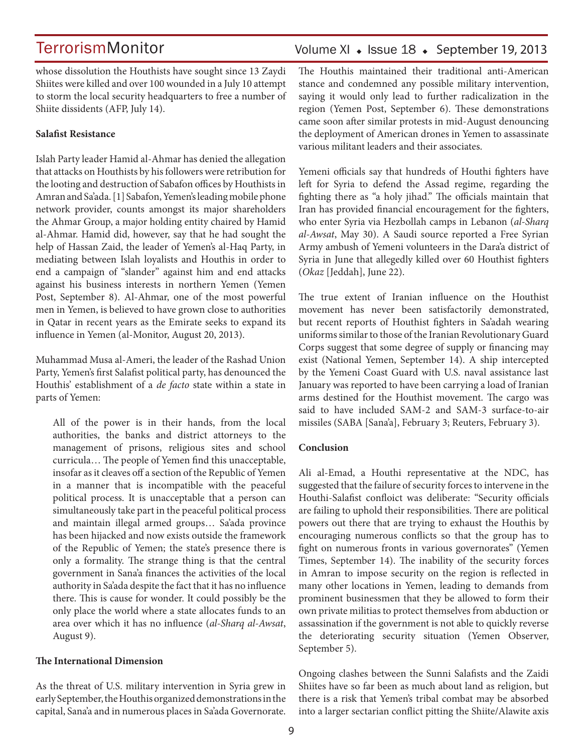whose dissolution the Houthists have sought since 13 Zaydi Shiites were killed and over 100 wounded in a July 10 attempt to storm the local security headquarters to free a number of Shiite dissidents (AFP, July 14).

**Salafist Resistance**

Islah Party leader Hamid al-Ahmar has denied the allegation that attacks on Houthists by his followers were retribution for the looting and destruction of Sabafon offices by Houthists in Amran and Sa'ada. [1] Sabafon, Yemen's leading mobile phone network provider, counts amongst its major shareholders the Ahmar Group, a major holding entity chaired by Hamid al-Ahmar. Hamid did, however, say that he had sought the help of Hassan Zaid, the leader of Yemen's al-Haq Party, in mediating between Islah loyalists and Houthis in order to end a campaign of "slander" against him and end attacks against his business interests in northern Yemen (Yemen Post, September 8). Al-Ahmar, one of the most powerful men in Yemen, is believed to have grown close to authorities in Qatar in recent years as the Emirate seeks to expand its influence in Yemen (al-Monitor, August 20, 2013).

Muhammad Musa al-Ameri, the leader of the Rashad Union Party, Yemen's first Salafist political party, has denounced the Houthis' establishment of a *de facto* state within a state in parts of Yemen:

> All of the power is in their hands, from the local authorities, the banks and district attorneys to the management of prisons, religious sites and school curricula… The people of Yemen find this unacceptable, insofar as it cleaves off a section of the Republic of Yemen in a manner that is incompatible with the peaceful political process. It is unacceptable that a person can simultaneously take part in the peaceful political process and maintain illegal armed groups… Sa'ada province has been hijacked and now exists outside the framework of the Republic of Yemen; the state's presence there is only a formality. The strange thing is that the central government in Sana'a finances the activities of the local authority in Sa'ada despite the fact that it has no influence there. This is cause for wonder. It could possibly be the only place the world where a state allocates funds to an area over which it has no influence (*al-Sharq al-Awsat*, August 9).

**The International Dimension**

As the threat of U.S. military intervention in Syria grew in early September, the Houthis organized demonstrations in the capital, Sana'a and in numerous places in Sa'ada Governorate. The Houthis maintained their traditional anti-American stance and condemned any possible military intervention, saying it would only lead to further radicalization in the region (Yemen Post, September 6). These demonstrations came soon after similar protests in mid-August denouncing the deployment of American drones in Yemen to assassinate various militant leaders and their associates.

Yemeni officials say that hundreds of Houthi fighters have left for Syria to defend the Assad regime, regarding the fighting there as "a holy jihad." The officials maintain that Iran has provided financial encouragement for the fighters, who enter Syria via Hezbollah camps in Lebanon (*al-Sharq al-Awsat*, May 30). A Saudi source reported a Free Syrian Army ambush of Yemeni volunteers in the Dara'a district of Syria in June that allegedly killed over 60 Houthist fighters (*Okaz* [Jeddah], June 22).

The true extent of Iranian influence on the Houthist movement has never been satisfactorily demonstrated, but recent reports of Houthist fighters in Sa'adah wearing uniforms similar to those of the Iranian Revolutionary Guard Corps suggest that some degree of supply or financing may exist (National Yemen, September 14). A ship intercepted by the Yemeni Coast Guard with U.S. naval assistance last January was reported to have been carrying a load of Iranian arms destined for the Houthist movement. The cargo was said to have included SAM-2 and SAM-3 surface-to-air missiles (SABA [Sana'a], February 3; Reuters, February 3).

**Conclusion**

Ali al-Emad, a Houthi representative at the NDC, has suggested that the failure of security forces to intervene in the Houthi-Salafist confloict was deliberate: "Security officials are failing to uphold their responsibilities. There are political powers out there that are trying to exhaust the Houthis by encouraging numerous conflicts so that the group has to fight on numerous fronts in various governorates" (Yemen Times, September 14). The inability of the security forces in Amran to impose security on the region is reflected in many other locations in Yemen, leading to demands from prominent businessmen that they be allowed to form their own private militias to protect themselves from abduction or assassination if the government is not able to quickly reverse the deteriorating security situation (Yemen Observer, September 5).

Ongoing clashes between the Sunni Salafists and the Zaidi Shiites have so far been as much about land as religion, but there is a risk that Yemen's tribal combat may be absorbed into a larger sectarian conflict pitting the Shiite/Alawite axis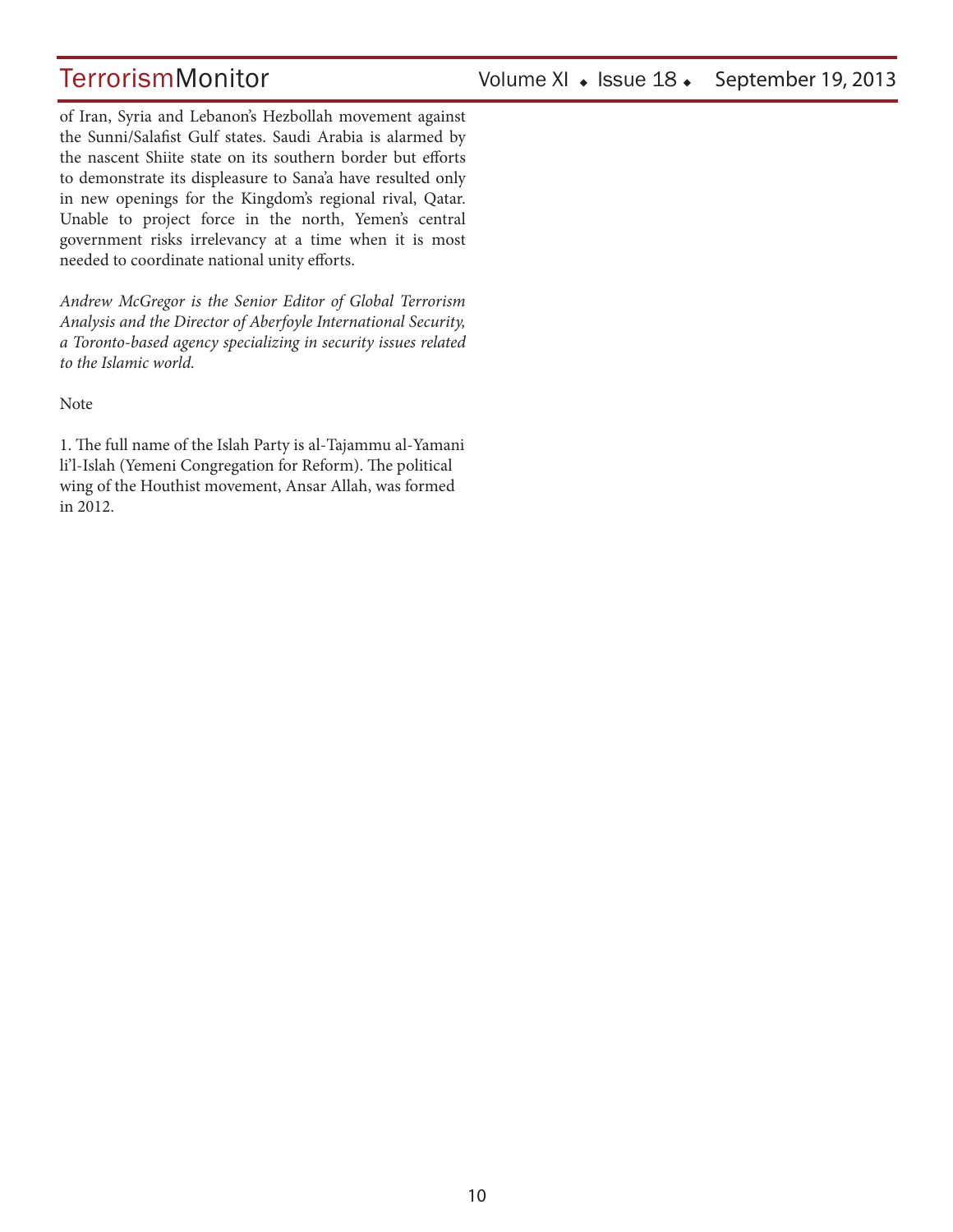of Iran, Syria and Lebanon's Hezbollah movement against the Sunni/Salafist Gulf states. Saudi Arabia is alarmed by the nascent Shiite state on its southern border but efforts to demonstrate its displeasure to Sana'a have resulted only in new openings for the Kingdom's regional rival, Qatar. Unable to project force in the north, Yemen's central government risks irrelevancy at a time when it is most needed to coordinate national unity efforts.

*Andrew McGregor is the Senior Editor of Global Terrorism Analysis and the Director of Aberfoyle International Security, a Toronto-based agency specializing in security issues related to the Islamic world.*

Note

1. The full name of the Islah Party is al-Tajammu al-Yamani li'l-Islah (Yemeni Congregation for Reform). The political wing of the Houthist movement, Ansar Allah, was formed in 2012.